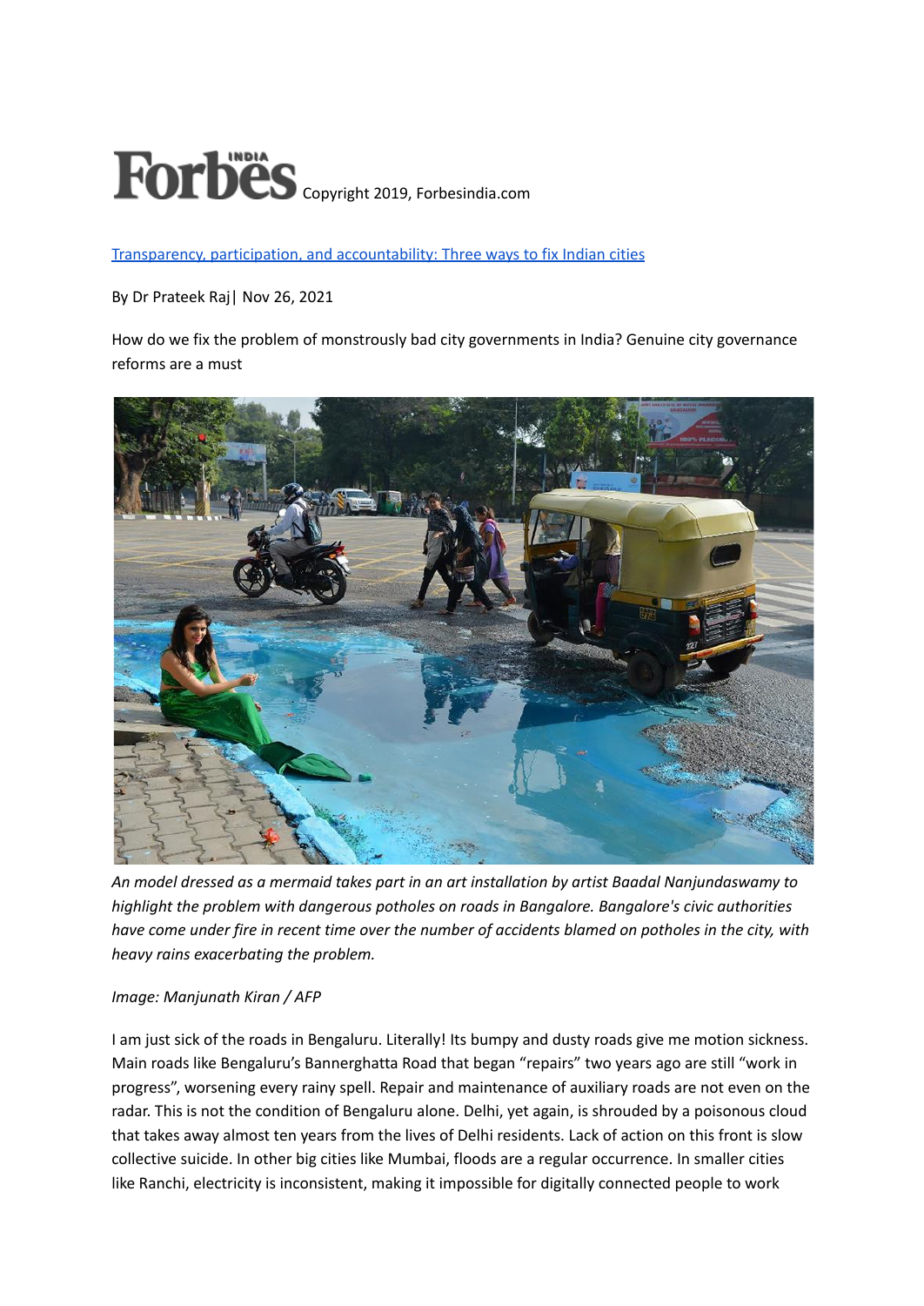Forbes INDIA Copyright 2019, Forbesindia.com

[Transparency, participation, and accountability: Three ways to fix Indian cities]

By Dr Prateek Raj| Nov 26, 2021

How do we fix the problem of monstrously bad city governments in India? Genuine city governance reforms are a must

*An model dressed as a mermaid takes part in an art installation by artist Baadal Nanjundaswamy to highlight the problem with dangerous potholes on roads in Bangalore. Bangalore's civic authorities have come under fire in recent time over the number of accidents blamed on potholes in the city, with heavy rains exacerbating the problem.*

*Image: Manjunath Kiran / AFP*

I am just sick of the roads in Bengaluru. Literally! Its bumpy and dusty roads give me motion sickness. Main roads like Bengaluru's Bannerghatta Road that began "repairs" two years ago are still "work in progress", worsening every rainy spell. Repair and maintenance of auxiliary roads are not even on the radar. This is not the condition of Bengaluru alone. Delhi, yet again, is shrouded by a poisonous cloud that takes away almost ten years from the lives of Delhi residents. Lack of action on this front is slow collective suicide. In other big cities like Mumbai, floods are a regular occurrence. In smaller cities like Ranchi, electricity is inconsistent, making it impossible for digitally connected people to work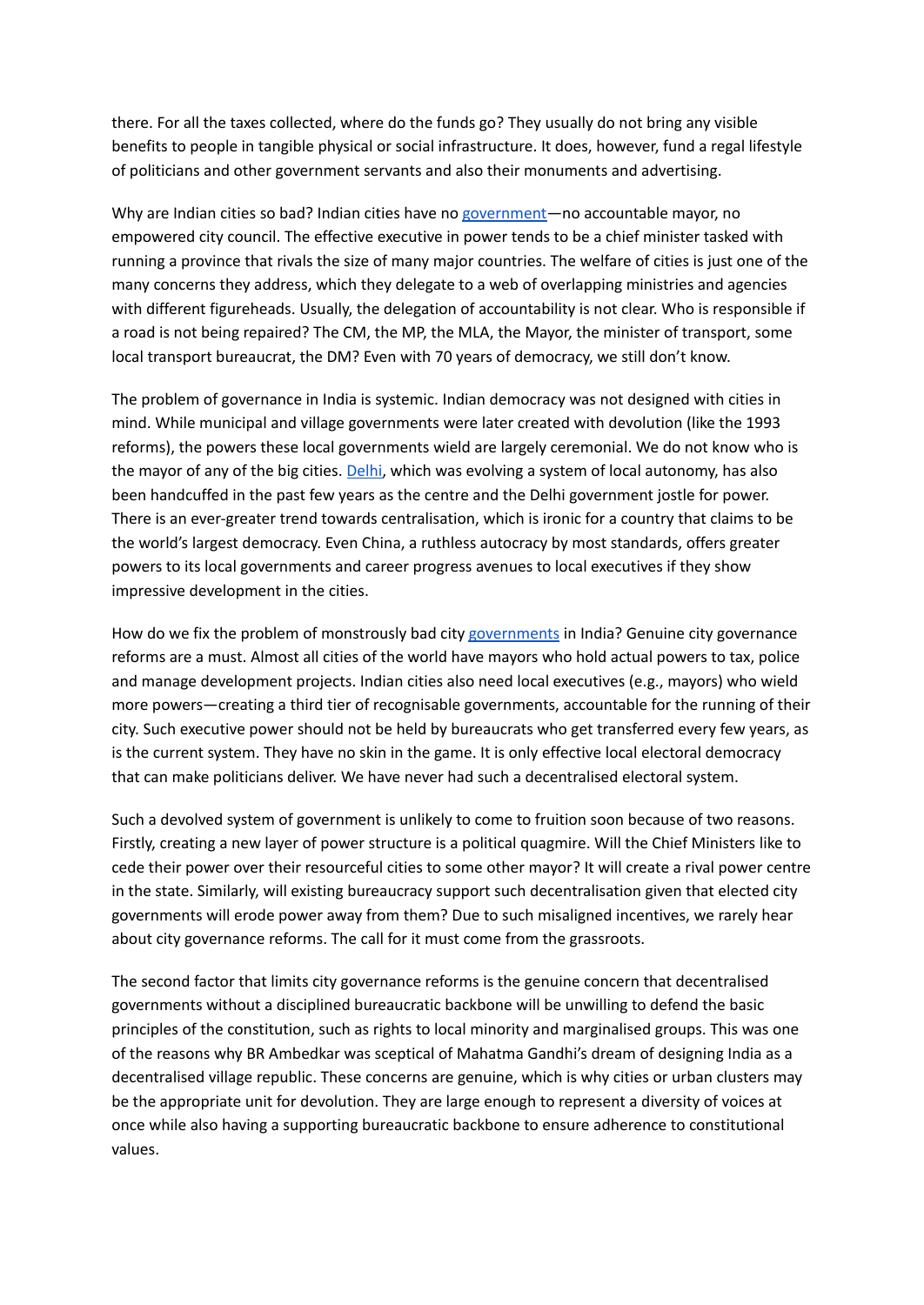there. For all the taxes collected, where do the funds go? They usually do not bring any visible benefits to people in tangible physical or social infrastructure. It does, however, fund a regal lifestyle of politicians and other government servants and also their monuments and advertising.

Why are Indian cities so bad? Indian cities have no [government](#)—no accountable mayor, no empowered city council. The effective executive in power tends to be a chief minister tasked with running a province that rivals the size of many major countries. The welfare of cities is just one of the many concerns they address, which they delegate to a web of overlapping ministries and agencies with different figureheads. Usually, the delegation of accountability is not clear. Who is responsible if a road is not being repaired? The CM, the MP, the MLA, the Mayor, the minister of transport, some local transport bureaucrat, the DM? Even with 70 years of democracy, we still don't know.

The problem of governance in India is systemic. Indian democracy was not designed with cities in mind. While municipal and village governments were later created with devolution (like the 1993 reforms), the powers these local governments wield are largely ceremonial. We do not know who is the mayor of any of the big cities. [Delhi](#), which was evolving a system of local autonomy, has also been handcuffed in the past few years as the centre and the Delhi government jostle for power. There is an ever-greater trend towards centralisation, which is ironic for a country that claims to be the world's largest democracy. Even China, a ruthless autocracy by most standards, offers greater powers to its local governments and career progress avenues to local executives if they show impressive development in the cities.

How do we fix the problem of monstrously bad city [governments](#) in India? Genuine city governance reforms are a must. Almost all cities of the world have mayors who hold actual powers to tax, police and manage development projects. Indian cities also need local executives (e.g., mayors) who wield more powers—creating a third tier of recognisable governments, accountable for the running of their city. Such executive power should not be held by bureaucrats who get transferred every few years, as is the current system. They have no skin in the game. It is only effective local electoral democracy that can make politicians deliver. We have never had such a decentralised electoral system.

Such a devolved system of government is unlikely to come to fruition soon because of two reasons. Firstly, creating a new layer of power structure is a political quagmire. Will the Chief Ministers like to cede their power over their resourceful cities to some other mayor? It will create a rival power centre in the state. Similarly, will existing bureaucracy support such decentralisation given that elected city governments will erode power away from them? Due to such misaligned incentives, we rarely hear about city governance reforms. The call for it must come from the grassroots.

The second factor that limits city governance reforms is the genuine concern that decentralised governments without a disciplined bureaucratic backbone will be unwilling to defend the basic principles of the constitution, such as rights to local minority and marginalised groups. This was one of the reasons why BR Ambedkar was sceptical of Mahatma Gandhi's dream of designing India as a decentralised village republic. These concerns are genuine, which is why cities or urban clusters may be the appropriate unit for devolution. They are large enough to represent a diversity of voices at once while also having a supporting bureaucratic backbone to ensure adherence to constitutional values.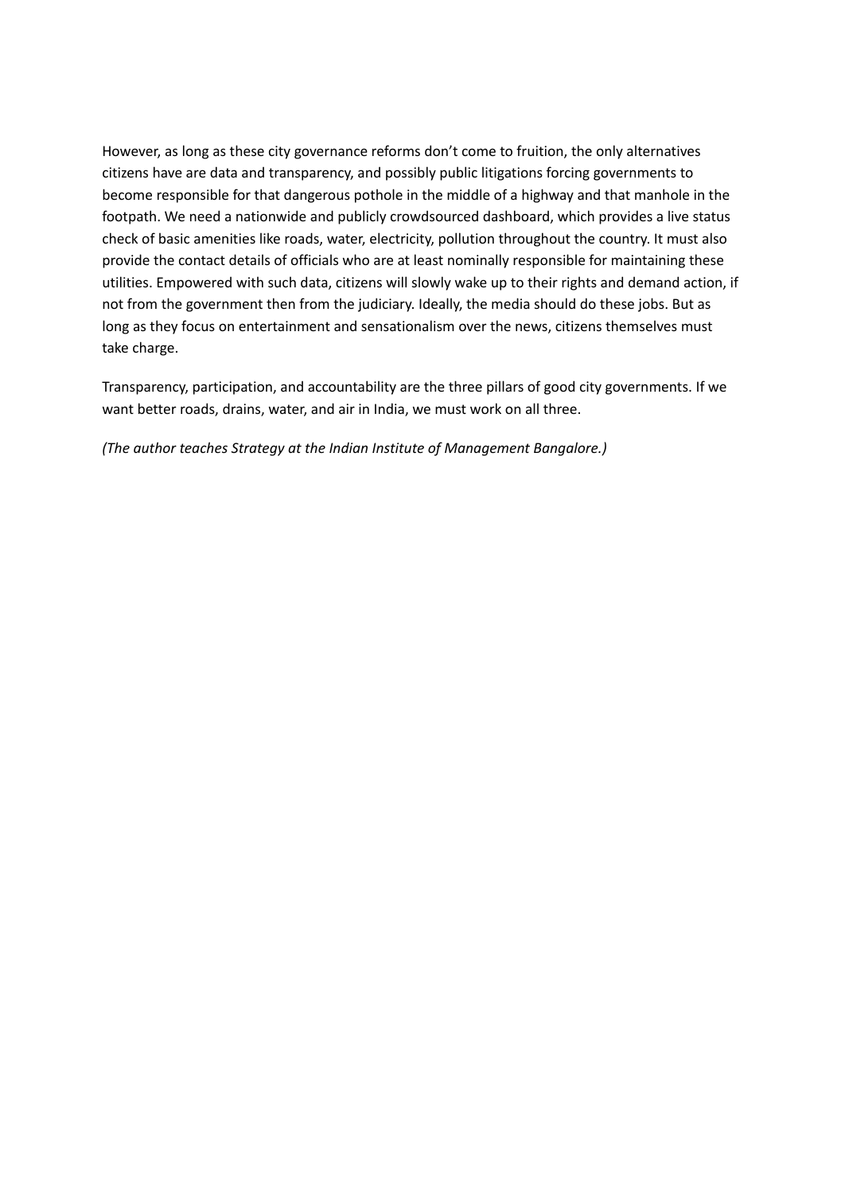However, as long as these city governance reforms don't come to fruition, the only alternatives citizens have are data and transparency, and possibly public litigations forcing governments to become responsible for that dangerous pothole in the middle of a highway and that manhole in the footpath. We need a nationwide and publicly crowdsourced dashboard, which provides a live status check of basic amenities like roads, water, electricity, pollution throughout the country. It must also provide the contact details of officials who are at least nominally responsible for maintaining these utilities. Empowered with such data, citizens will slowly wake up to their rights and demand action, if not from the government then from the judiciary. Ideally, the media should do these jobs. But as long as they focus on entertainment and sensationalism over the news, citizens themselves must take charge.

Transparency, participation, and accountability are the three pillars of good city governments. If we want better roads, drains, water, and air in India, we must work on all three.

*(The author teaches Strategy at the Indian Institute of Management Bangalore.)*